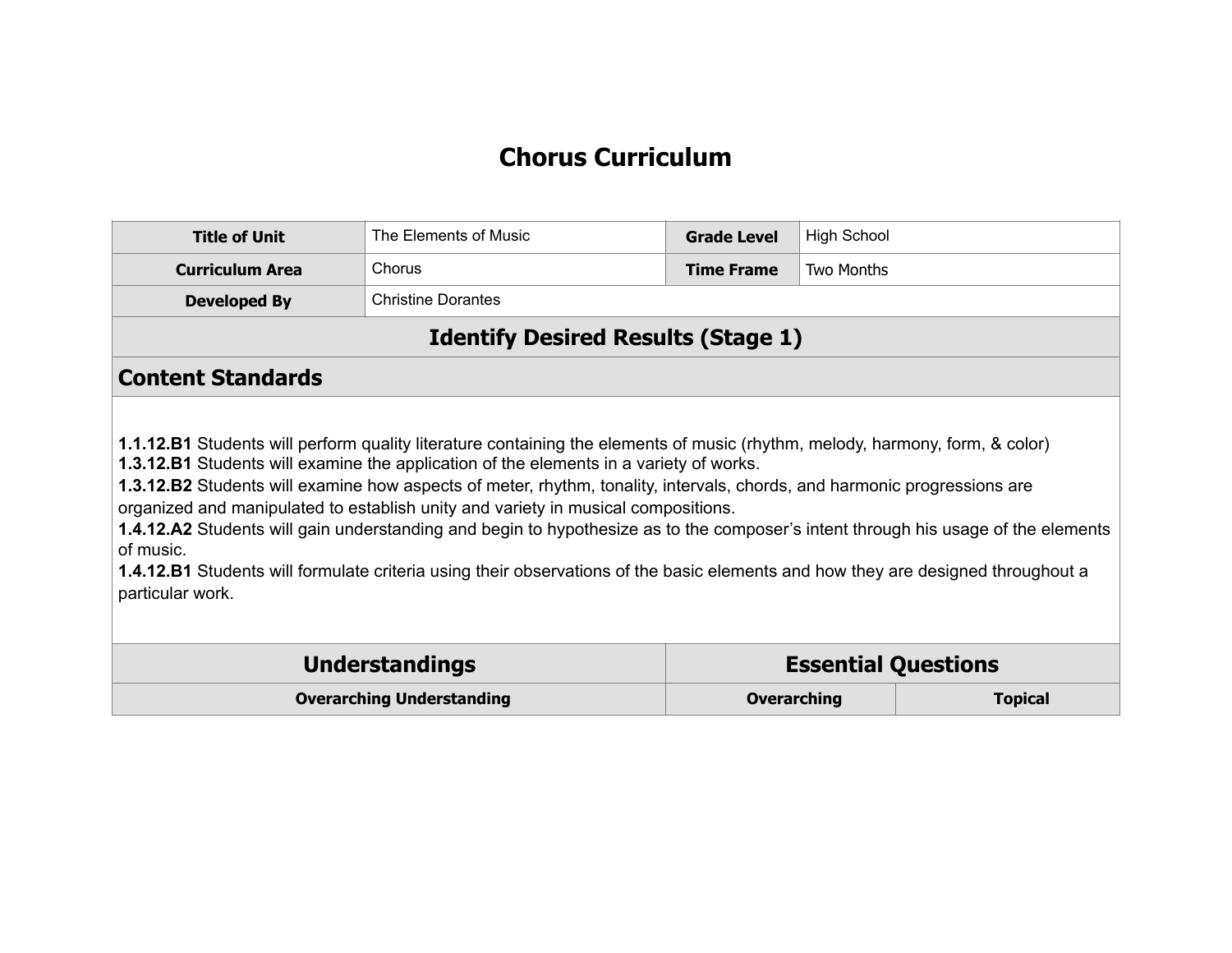# Chorus Curriculum

| Title of Unit | The Elements of Music | Grade Level | High School |
|---|---|---|---|
| Curriculum Area | Chorus | Time Frame | Two Months |
| Developed By | Christine Dorantes | | |

## Identify Desired Results (Stage 1)

### Content Standards

**1.1.12.B1** Students will perform quality literature containing the elements of music (rhythm, melody, harmony, form, & color)
**1.3.12.B1** Students will examine the application of the elements in a variety of works.
**1.3.12.B2** Students will examine how aspects of meter, rhythm, tonality, intervals, chords, and harmonic progressions are organized and manipulated to establish unity and variety in musical compositions.
**1.4.12.A2** Students will gain understanding and begin to hypothesize as to the composer's intent through his usage of the elements of music.
**1.4.12.B1** Students will formulate criteria using their observations of the basic elements and how they are designed throughout a particular work.

| Understandings | Essential Questions | |
|---|---|---|
| Overarching Understanding | Overarching | Topical |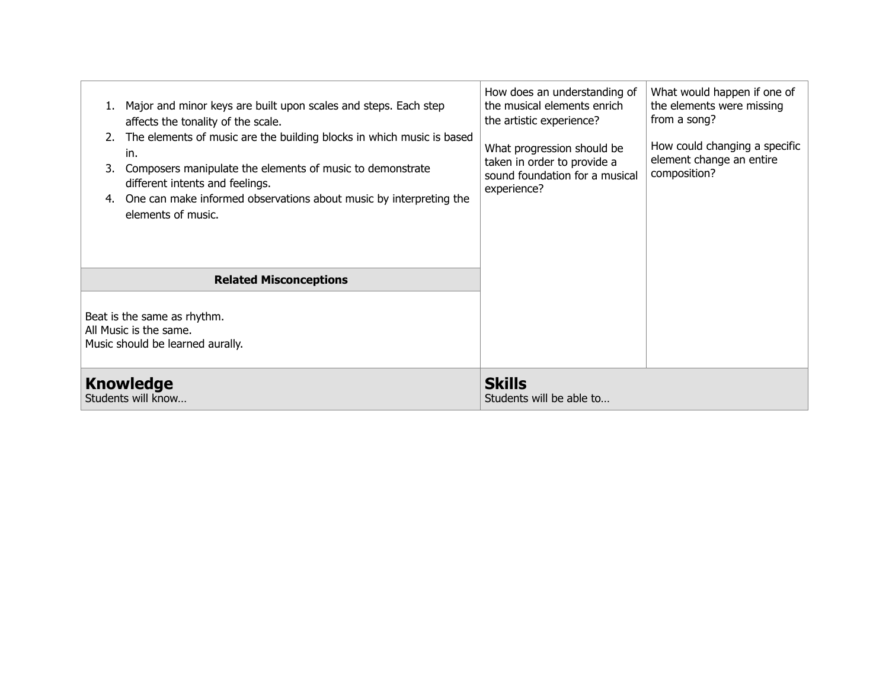| | | |
|---|---|---|
| 1. Major and minor keys are built upon scales and steps. Each step affects the tonality of the scale.<br>2. The elements of music are the building blocks in which music is based in.<br>3. Composers manipulate the elements of music to demonstrate different intents and feelings.<br>4. One can make informed observations about music by interpreting the elements of music. | How does an understanding of the musical elements enrich the artistic experience?<br><br>What progression should be taken in order to provide a sound foundation for a musical experience? | What would happen if one of the elements were missing from a song?<br><br>How could changing a specific element change an entire composition? |
| **Related Misconceptions** | | |
| Beat is the same as rhythm.<br>All Music is the same.<br>Music should be learned aurally. | | |
| **Knowledge**<br>Students will know… | **Skills**<br>Students will be able to… | |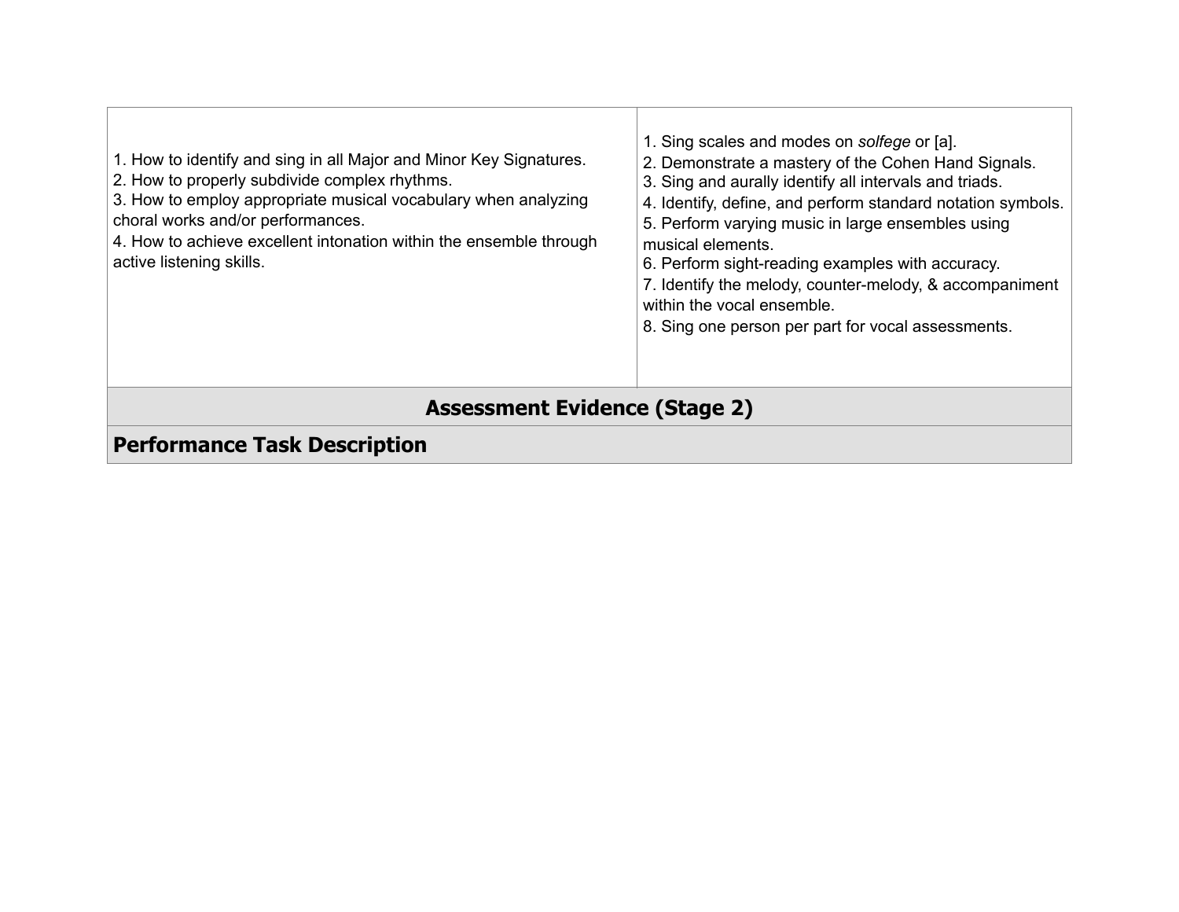| | |
|---|---|
| 1. How to identify and sing in all Major and Minor Key Signatures.<br>2. How to properly subdivide complex rhythms.<br>3. How to employ appropriate musical vocabulary when analyzing choral works and/or performances.<br>4. How to achieve excellent intonation within the ensemble through active listening skills. | 1. Sing scales and modes on *solfege* or [a].<br>2. Demonstrate a mastery of the Cohen Hand Signals.<br>3. Sing and aurally identify all intervals and triads.<br>4. Identify, define, and perform standard notation symbols.<br>5. Perform varying music in large ensembles using musical elements.<br>6. Perform sight-reading examples with accuracy.<br>7. Identify the melody, counter-melody, & accompaniment within the vocal ensemble.<br>8. Sing one person per part for vocal assessments. |

## Assessment Evidence (Stage 2)

### Performance Task Description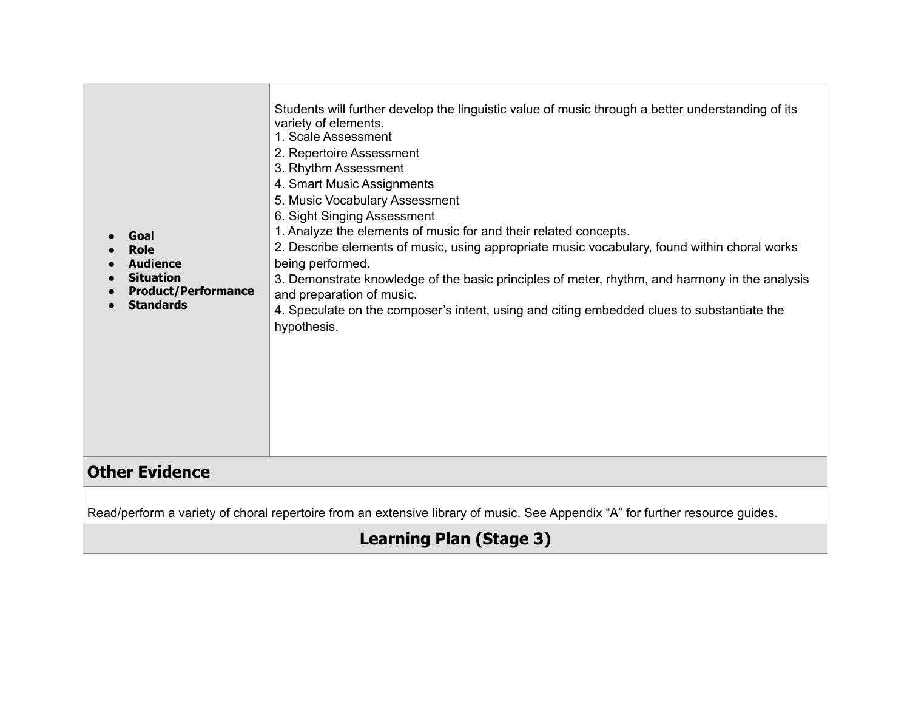| <ul><li>**Goal**</li><li>**Role**</li><li>**Audience**</li><li>**Situation**</li><li>**Product/Performance**</li><li>**Standards**</li></ul> | Students will further develop the linguistic value of music through a better understanding of its variety of elements.<br>1. Scale Assessment<br>2. Repertoire Assessment<br>3. Rhythm Assessment<br>4. Smart Music Assignments<br>5. Music Vocabulary Assessment<br>6. Sight Singing Assessment<br>1. Analyze the elements of music for and their related concepts.<br>2. Describe elements of music, using appropriate music vocabulary, found within choral works being performed.<br>3. Demonstrate knowledge of the basic principles of meter, rhythm, and harmony in the analysis and preparation of music.<br>4. Speculate on the composer's intent, using and citing embedded clues to substantiate the hypothesis. |
|---|---|

## Other Evidence

Read/perform a variety of choral repertoire from an extensive library of music. See Appendix "A" for further resource guides.

## Learning Plan (Stage 3)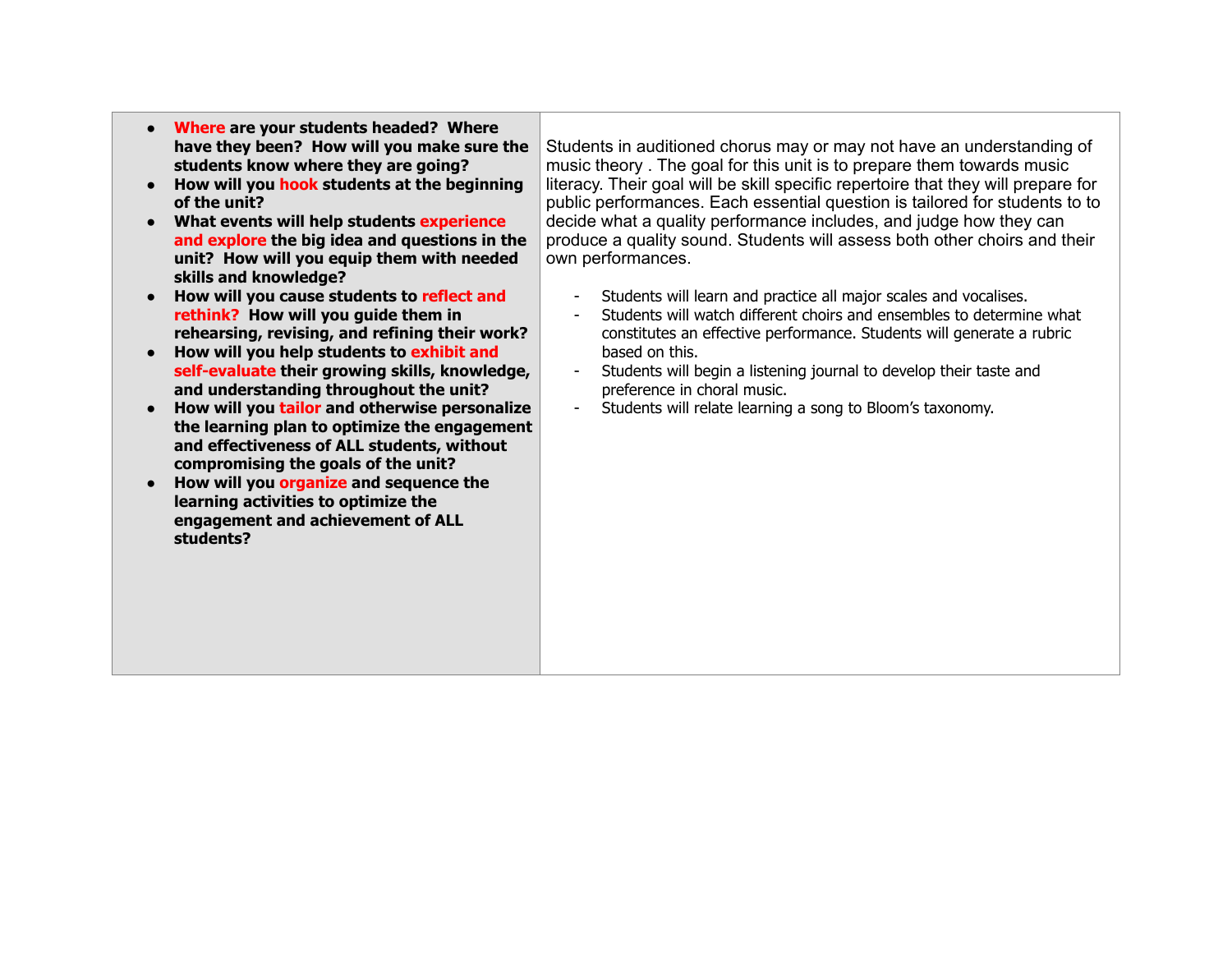| | |
|---|---|
| <ul><li>**Where are your students headed? Where have they been? How will you make sure the students know where they are going?**</li><li>**How will you hook students at the beginning of the unit?**</li><li>**What events will help students experience and explore the big idea and questions in the unit? How will you equip them with needed skills and knowledge?**</li><li>**How will you cause students to reflect and rethink? How will you guide them in rehearsing, revising, and refining their work?**</li><li>**How will you help students to exhibit and self-evaluate their growing skills, knowledge, and understanding throughout the unit?**</li><li>**How will you tailor and otherwise personalize the learning plan to optimize the engagement and effectiveness of ALL students, without compromising the goals of the unit?**</li><li>**How will you organize and sequence the learning activities to optimize the engagement and achievement of ALL students?**</li></ul> | Students in auditioned chorus may or may not have an understanding of music theory . The goal for this unit is to prepare them towards music literacy. Their goal will be skill specific repertoire that they will prepare for public performances. Each essential question is tailored for students to to decide what a quality performance includes, and judge how they can produce a quality sound. Students will assess both other choirs and their own performances.<br><br>- Students will learn and practice all major scales and vocalises.<br>- Students will watch different choirs and ensembles to determine what constitutes an effective performance. Students will generate a rubric based on this.<br>- Students will begin a listening journal to develop their taste and preference in choral music.<br>- Students will relate learning a song to Bloom's taxonomy. |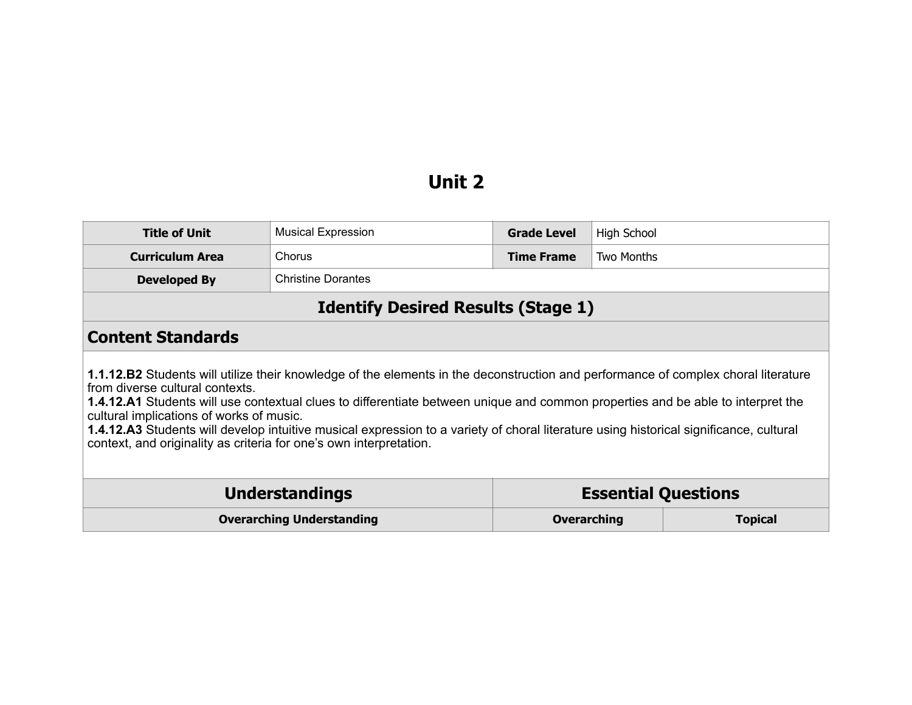# Unit 2

| **Title of Unit** | Musical Expression | **Grade Level** | High School |
|---|---|---|---|
| **Curriculum Area** | Chorus | **Time Frame** | Two Months |
| **Developed By** | Christine Dorantes | | |

## Identify Desired Results (Stage 1)

### Content Standards

**1.1.12.B2** Students will utilize their knowledge of the elements in the deconstruction and performance of complex choral literature from diverse cultural contexts.
**1.4.12.A1** Students will use contextual clues to differentiate between unique and common properties and be able to interpret the cultural implications of works of music.
**1.4.12.A3** Students will develop intuitive musical expression to a variety of choral literature using historical significance, cultural context, and originality as criteria for one's own interpretation.

| **Understandings** | **Essential Questions** | |
|---|---|---|
| **Overarching Understanding** | **Overarching** | **Topical** |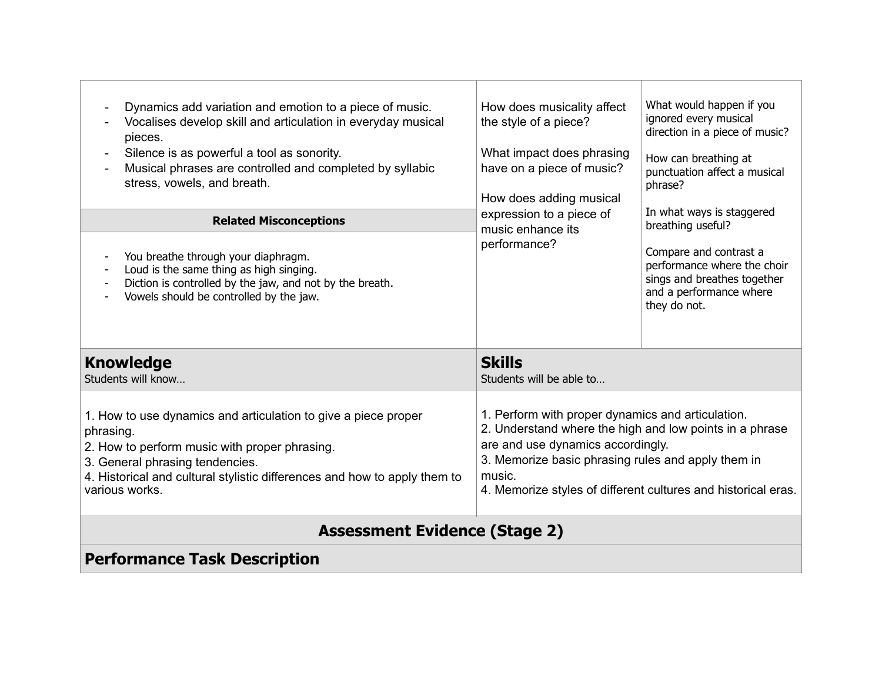| | | |
|---|---|---|
| - Dynamics add variation and emotion to a piece of music.<br>- Vocalises develop skill and articulation in everyday musical pieces.<br>- Silence is as powerful a tool as sonority.<br>- Musical phrases are controlled and completed by syllabic stress, vowels, and breath.<br><br>**Related Misconceptions**<br><br>- You breathe through your diaphragm.<br>- Loud is the same thing as high singing.<br>- Diction is controlled by the jaw, and not by the breath.<br>- Vowels should be controlled by the jaw. | How does musicality affect the style of a piece?<br><br>What impact does phrasing have on a piece of music?<br><br>How does adding musical expression to a piece of music enhance its performance? | What would happen if you ignored every musical direction in a piece of music?<br><br>How can breathing at punctuation affect a musical phrase?<br><br>In what ways is staggered breathing useful?<br><br>Compare and contrast a performance where the choir sings and breathes together and a performance where they do not. |

| **Knowledge**<br>Students will know… | **Skills**<br>Students will be able to… |
|---|---|
| 1. How to use dynamics and articulation to give a piece proper phrasing.<br>2. How to perform music with proper phrasing.<br>3. General phrasing tendencies.<br>4. Historical and cultural stylistic differences and how to apply them to various works. | 1. Perform with proper dynamics and articulation.<br>2. Understand where the high and low points in a phrase are and use dynamics accordingly.<br>3. Memorize basic phrasing rules and apply them in music.<br>4. Memorize styles of different cultures and historical eras. |

## Assessment Evidence (Stage 2)

### Performance Task Description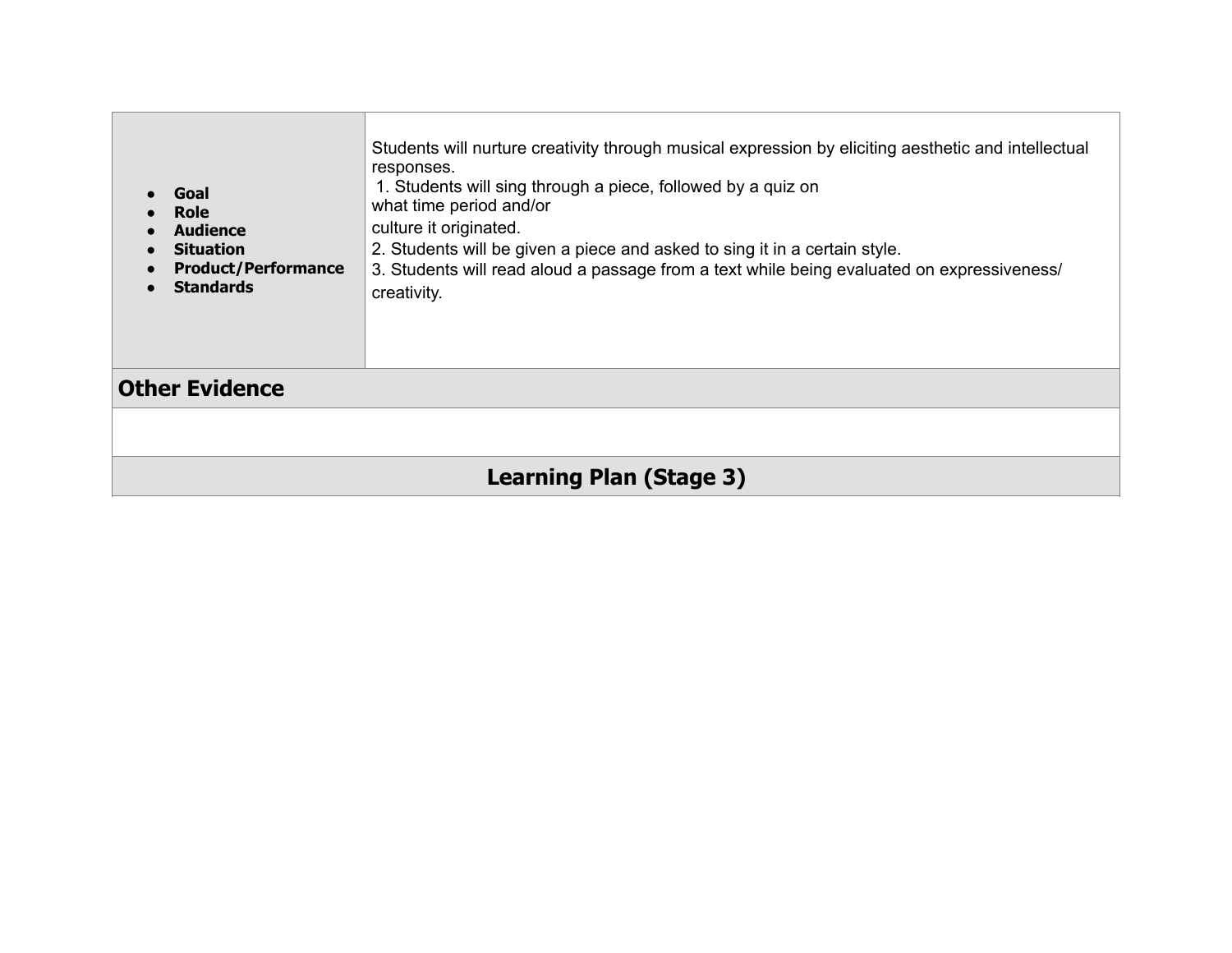| <ul><li>**Goal**</li><li>**Role**</li><li>**Audience**</li><li>**Situation**</li><li>**Product/Performance**</li><li>**Standards**</li></ul> | Students will nurture creativity through musical expression by eliciting aesthetic and intellectual responses.<br>1. Students will sing through a piece, followed by a quiz on what time period and/or culture it originated.<br>2. Students will be given a piece and asked to sing it in a certain style.<br>3. Students will read aloud a passage from a text while being evaluated on expressiveness/ creativity. |
|---|---|
| **Other Evidence** | |
| | |
| **Learning Plan (Stage 3)** | |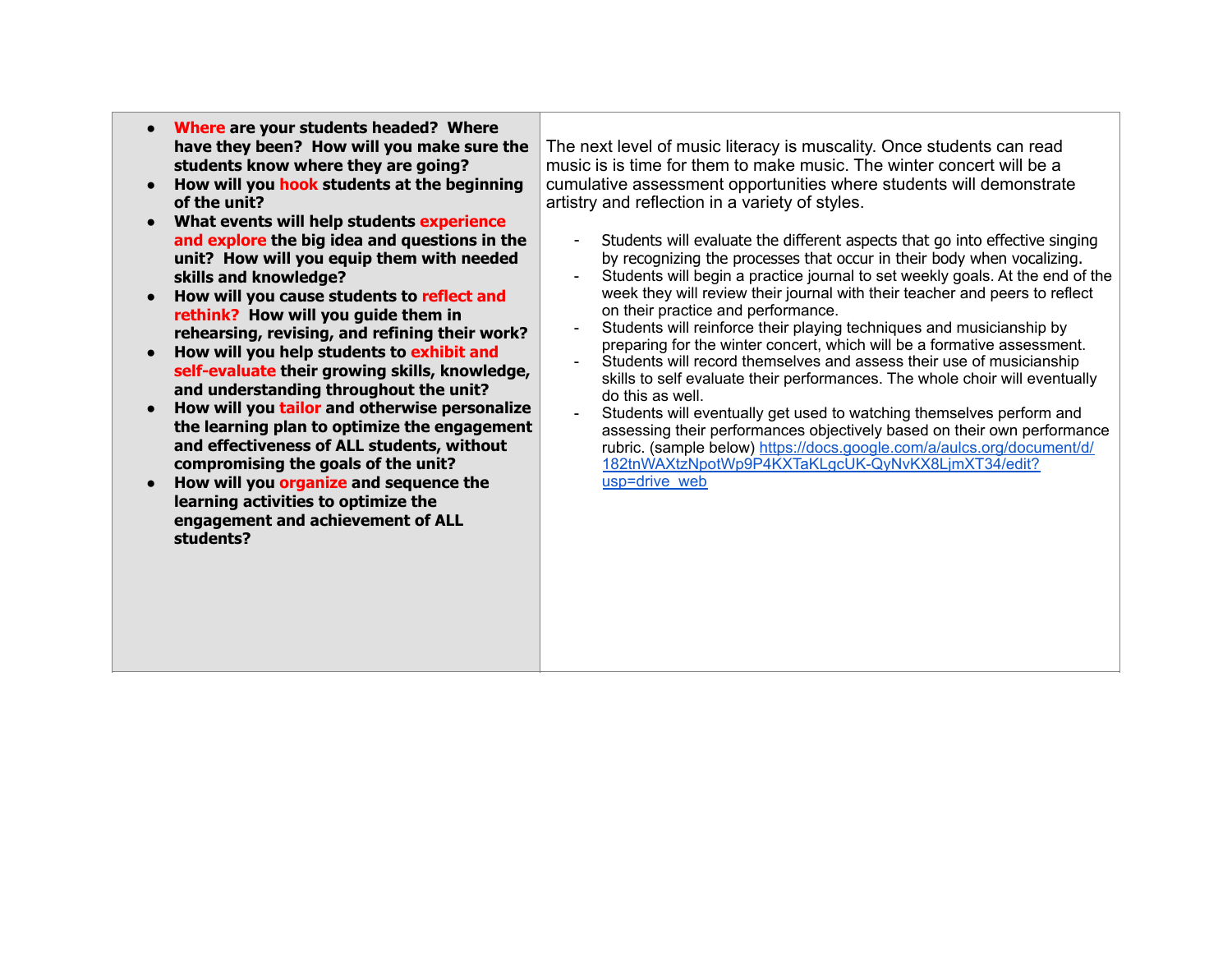| | |
|---|---|
| <ul><li>**Where are your students headed? Where have they been? How will you make sure the students know where they are going?**</li><li>**How will you hook students at the beginning of the unit?**</li><li>**What events will help students experience and explore the big idea and questions in the unit? How will you equip them with needed skills and knowledge?**</li><li>**How will you cause students to reflect and rethink? How will you guide them in rehearsing, revising, and refining their work?**</li><li>**How will you help students to exhibit and self-evaluate their growing skills, knowledge, and understanding throughout the unit?**</li><li>**How will you tailor and otherwise personalize the learning plan to optimize the engagement and effectiveness of ALL students, without compromising the goals of the unit?**</li><li>**How will you organize and sequence the learning activities to optimize the engagement and achievement of ALL students?**</li></ul> | The next level of music literacy is muscality. Once students can read music is is time for them to make music. The winter concert will be a cumulative assessment opportunities where students will demonstrate artistry and reflection in a variety of styles.<br><br>- Students will evaluate the different aspects that go into effective singing by recognizing the processes that occur in their body when vocalizing.<br>- Students will begin a practice journal to set weekly goals. At the end of the week they will review their journal with their teacher and peers to reflect on their practice and performance.<br>- Students will reinforce their playing techniques and musicianship by preparing for the winter concert, which will be a formative assessment.<br>- Students will record themselves and assess their use of musicianship skills to self evaluate their performances. The whole choir will eventually do this as well.<br>- Students will eventually get used to watching themselves perform and assessing their performances objectively based on their own performance rubric. (sample below) https://docs.google.com/a/aulcs.org/document/d/182tnWAXtzNpotWp9P4KXTaKLgcUK-QyNvKX8LjmXT34/edit?usp=drive_web |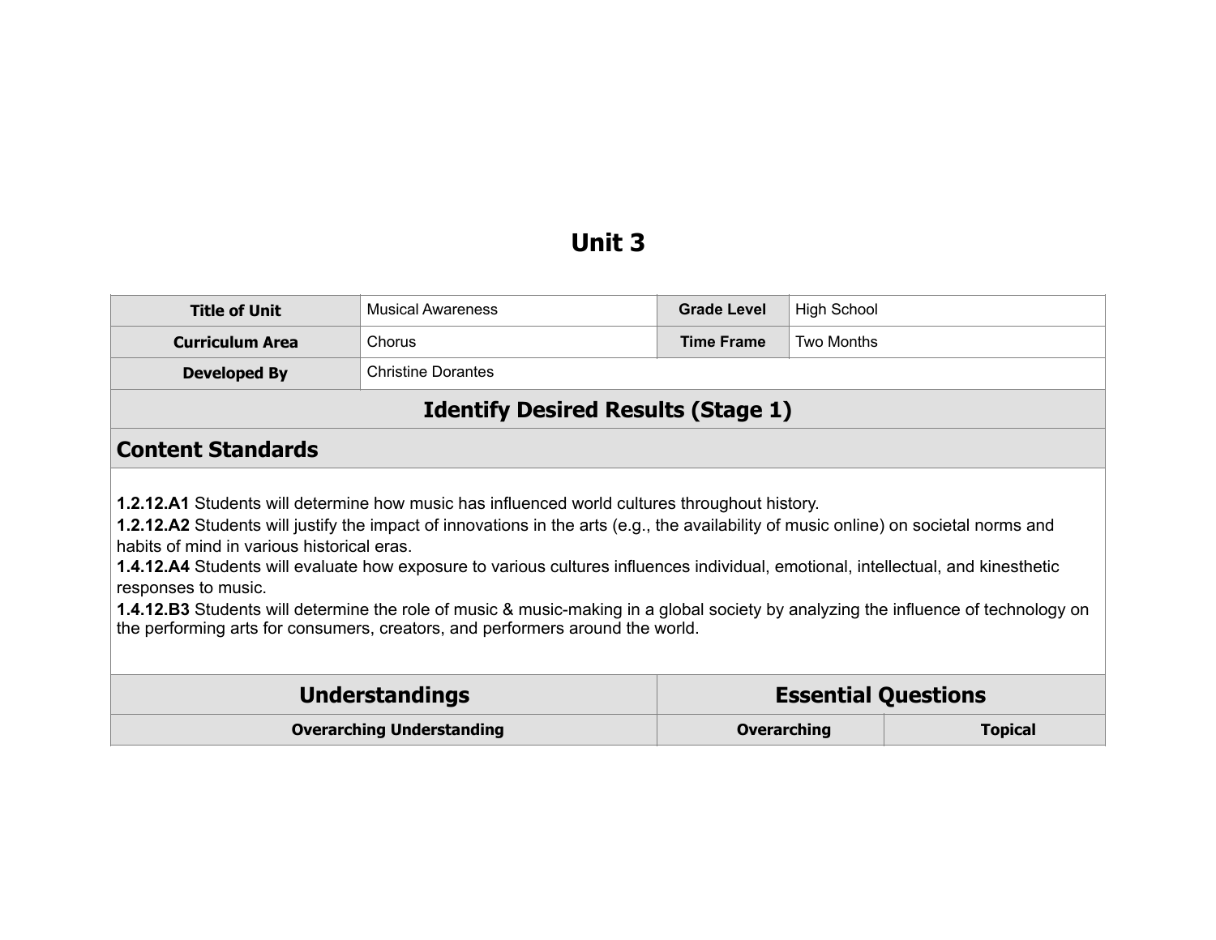# Unit 3

| Title of Unit | Musical Awareness | Grade Level | High School |
|---|---|---|---|
| Curriculum Area | Chorus | Time Frame | Two Months |
| Developed By | Christine Dorantes | | |

## Identify Desired Results (Stage 1)

### Content Standards

**1.2.12.A1** Students will determine how music has influenced world cultures throughout history.
**1.2.12.A2** Students will justify the impact of innovations in the arts (e.g., the availability of music online) on societal norms and habits of mind in various historical eras.
**1.4.12.A4** Students will evaluate how exposure to various cultures influences individual, emotional, intellectual, and kinesthetic responses to music.
**1.4.12.B3** Students will determine the role of music & music-making in a global society by analyzing the influence of technology on the performing arts for consumers, creators, and performers around the world.

| Understandings | Essential Questions | |
|---|---|---|
| Overarching Understanding | Overarching | Topical |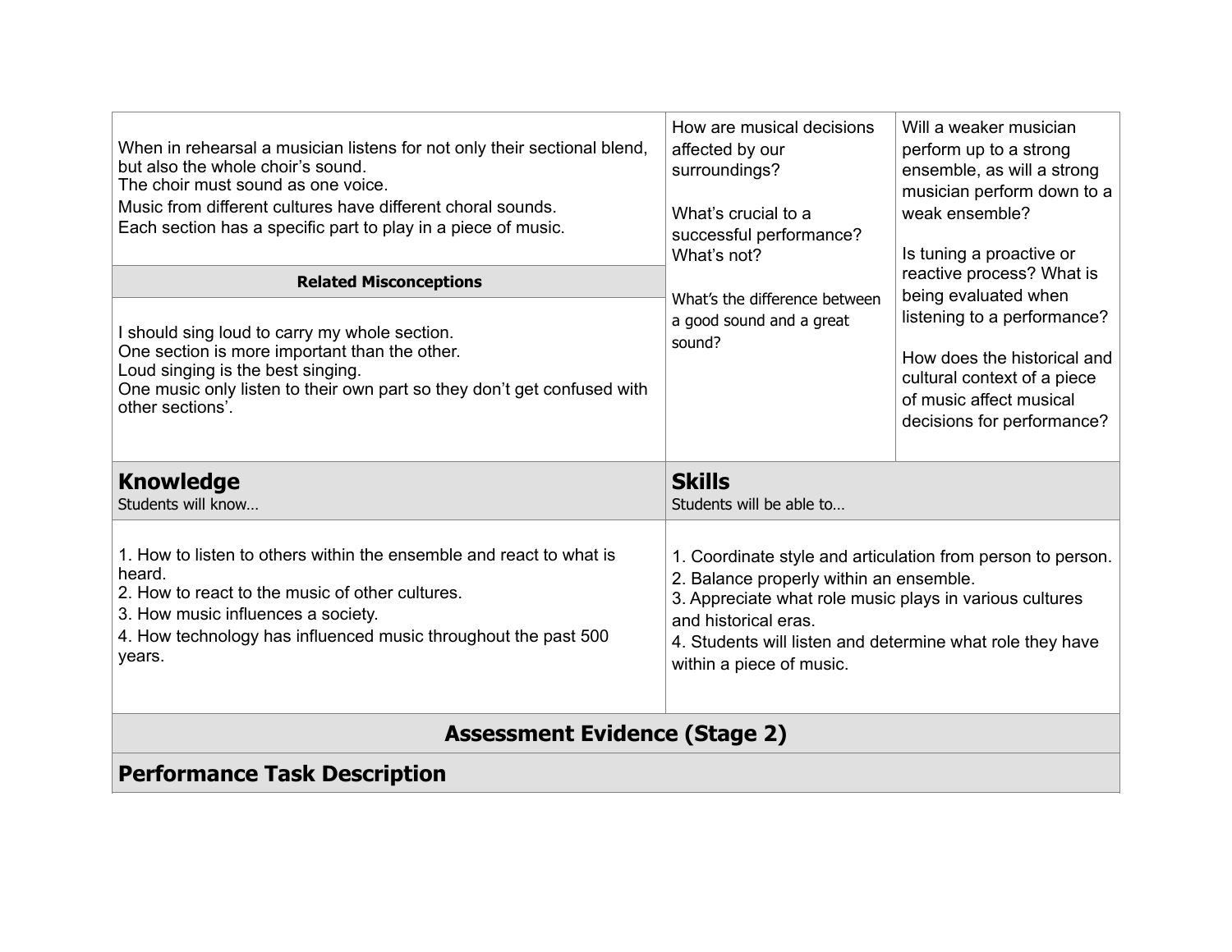| | | |
|---|---|---|
| When in rehearsal a musician listens for not only their sectional blend, but also the whole choir's sound.<br>The choir must sound as one voice.<br>Music from different cultures have different choral sounds.<br>Each section has a specific part to play in a piece of music. | How are musical decisions affected by our surroundings?<br><br>What's crucial to a successful performance? What's not?<br><br>What's the difference between a good sound and a great sound? | Will a weaker musician perform up to a strong ensemble, as will a strong musician perform down to a weak ensemble?<br><br>Is tuning a proactive or reactive process? What is being evaluated when listening to a performance?<br><br>How does the historical and cultural context of a piece of music affect musical decisions for performance? |
| **Related Misconceptions** | | |
| I should sing loud to carry my whole section.<br>One section is more important than the other.<br>Loud singing is the best singing.<br>One music only listen to their own part so they don't get confused with other sections'. | | |

| **Knowledge**<br>Students will know... | **Skills**<br>Students will be able to... |
|---|---|
| 1. How to listen to others within the ensemble and react to what is heard.<br>2. How to react to the music of other cultures.<br>3. How music influences a society.<br>4. How technology has influenced music throughout the past 500 years. | 1. Coordinate style and articulation from person to person.<br>2. Balance properly within an ensemble.<br>3. Appreciate what role music plays in various cultures and historical eras.<br>4. Students will listen and determine what role they have within a piece of music. |

## Assessment Evidence (Stage 2)

### Performance Task Description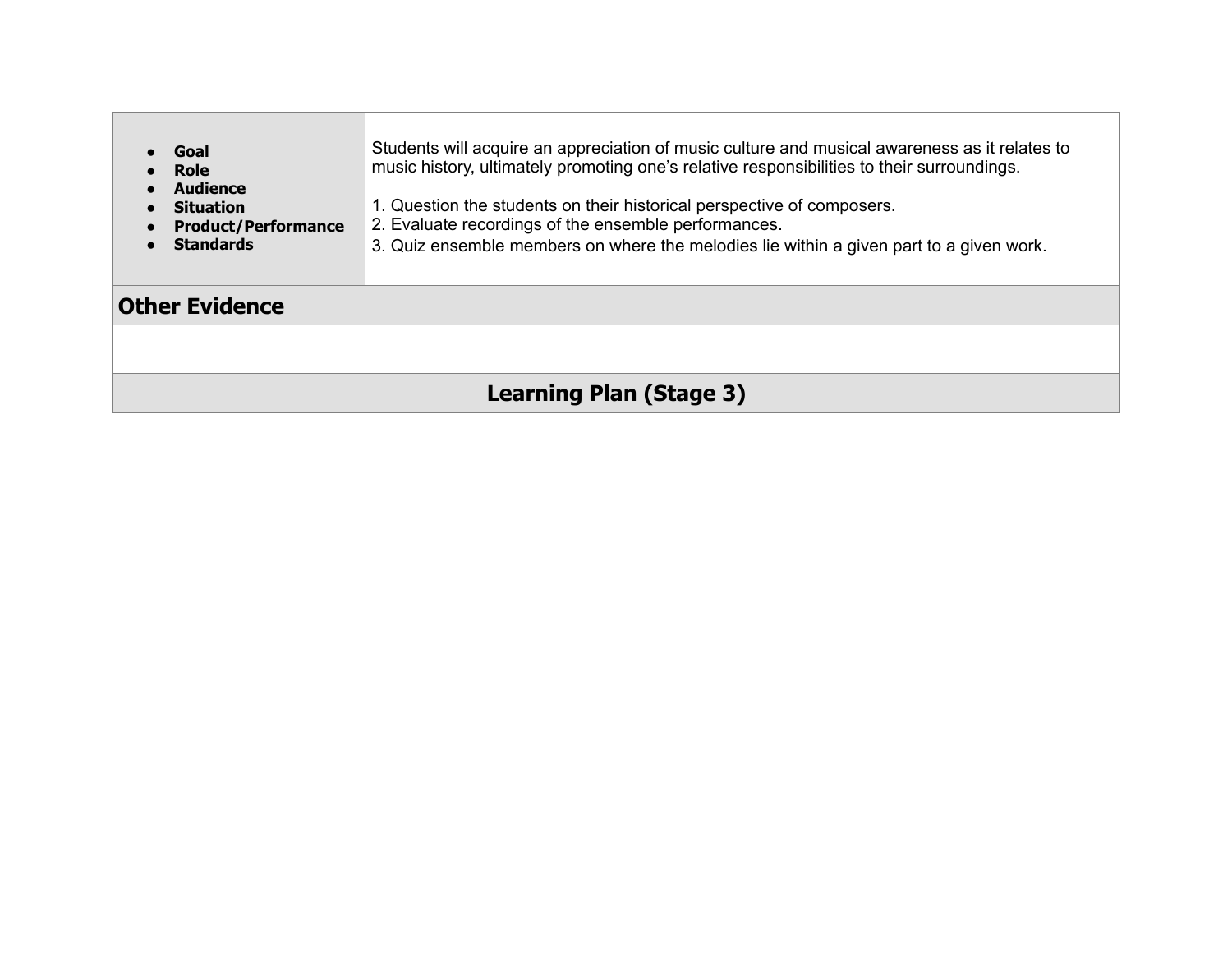| <ul><li>**Goal**</li><li>**Role**</li><li>**Audience**</li><li>**Situation**</li><li>**Product/Performance**</li><li>**Standards**</li></ul> | Students will acquire an appreciation of music culture and musical awareness as it relates to music history, ultimately promoting one's relative responsibilities to their surroundings.<br><br>1. Question the students on their historical perspective of composers.<br>2. Evaluate recordings of the ensemble performances.<br>3. Quiz ensemble members on where the melodies lie within a given part to a given work. |
|---|---|
| **Other Evidence** | |
| | |
| **Learning Plan (Stage 3)** | |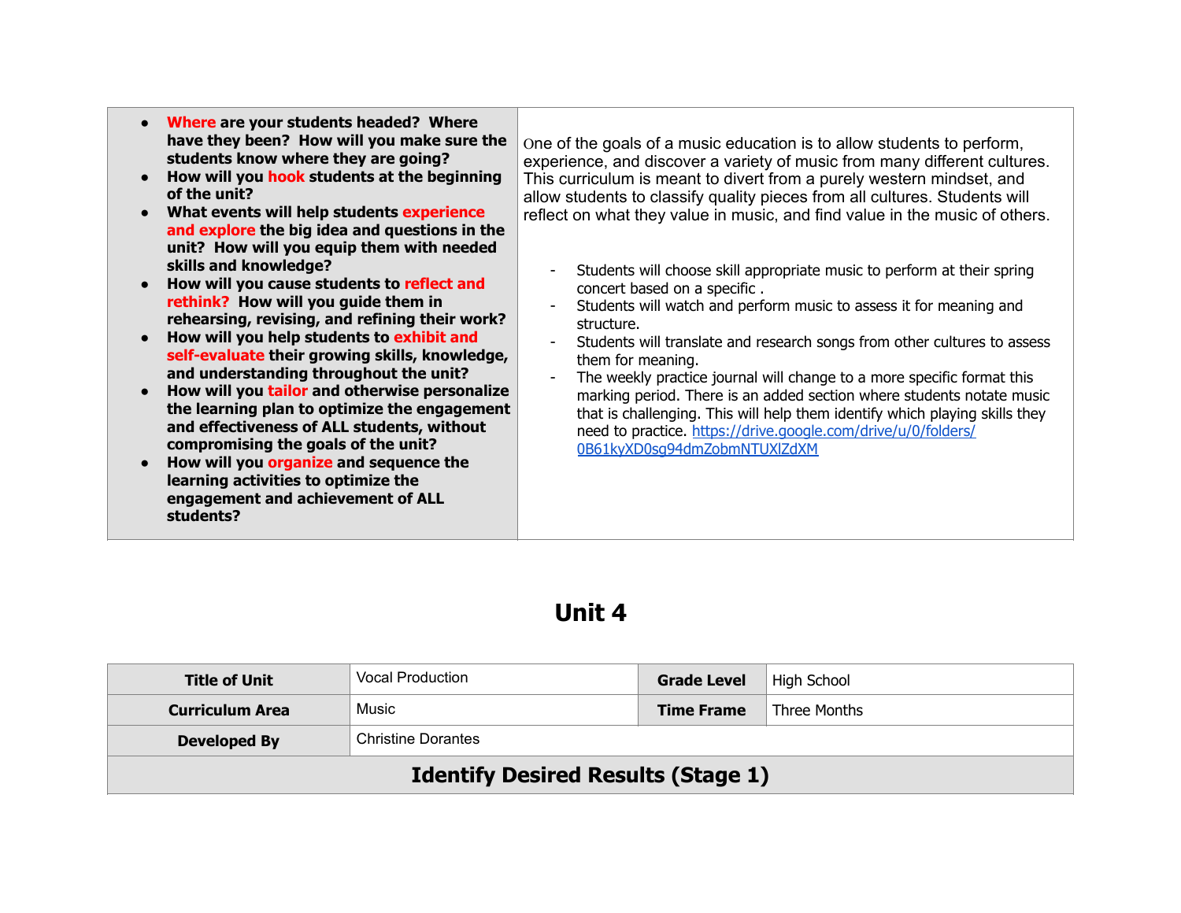| | |
|---|---|
| • **Where are your students headed? Where have they been? How will you make sure the students know where they are going?**<br>• **How will you hook students at the beginning of the unit?**<br>• **What events will help students experience and explore the big idea and questions in the unit? How will you equip them with needed skills and knowledge?**<br>• **How will you cause students to reflect and rethink? How will you guide them in rehearsing, revising, and refining their work?**<br>• **How will you help students to exhibit and self-evaluate their growing skills, knowledge, and understanding throughout the unit?**<br>• **How will you tailor and otherwise personalize the learning plan to optimize the engagement and effectiveness of ALL students, without compromising the goals of the unit?**<br>• **How will you organize and sequence the learning activities to optimize the engagement and achievement of ALL students?** | One of the goals of a music education is to allow students to perform, experience, and discover a variety of music from many different cultures. This curriculum is meant to divert from a purely western mindset, and allow students to classify quality pieces from all cultures. Students will reflect on what they value in music, and find value in the music of others.<br><br>- Students will choose skill appropriate music to perform at their spring concert based on a specific .<br>- Students will watch and perform music to assess it for meaning and structure.<br>- Students will translate and research songs from other cultures to assess them for meaning.<br>- The weekly practice journal will change to a more specific format this marking period. There is an added section where students notate music that is challenging. This will help them identify which playing skills they need to practice. https://drive.google.com/drive/u/0/folders/0B61kyXD0sg94dmZobmNTUXlZdXM |

# Unit 4

| **Title of Unit** | Vocal Production | **Grade Level** | High School |
|---|---|---|---|
| **Curriculum Area** | Music | **Time Frame** | Three Months |
| **Developed By** | Christine Dorantes | | |
| **Identify Desired Results (Stage 1)** | | | |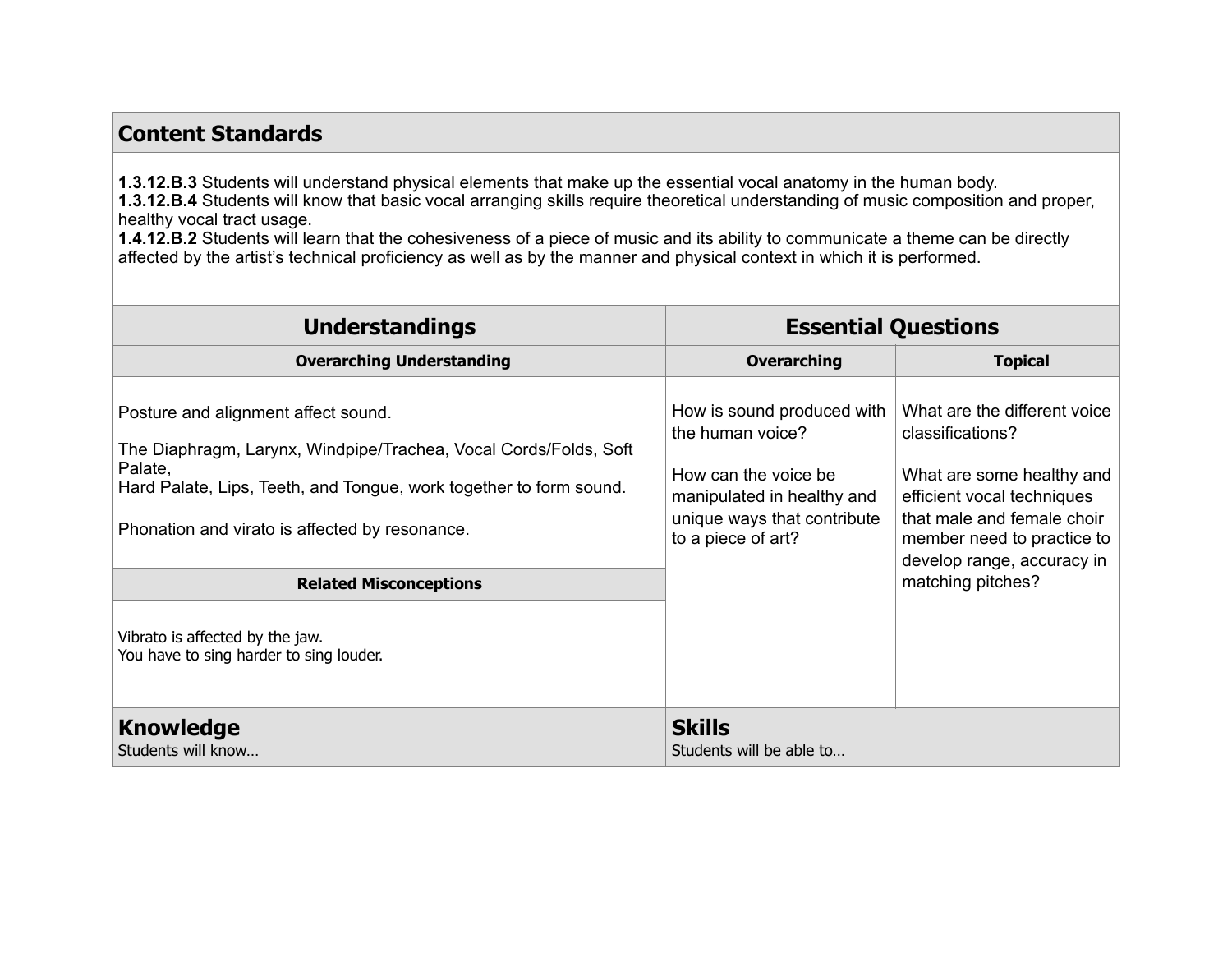## Content Standards

**1.3.12.B.3** Students will understand physical elements that make up the essential vocal anatomy in the human body.
**1.3.12.B.4** Students will know that basic vocal arranging skills require theoretical understanding of music composition and proper, healthy vocal tract usage.
**1.4.12.B.2** Students will learn that the cohesiveness of a piece of music and its ability to communicate a theme can be directly affected by the artist's technical proficiency as well as by the manner and physical context in which it is performed.

| Understandings | Essential Questions | |
|---|---|---|
| **Overarching Understanding** | **Overarching** | **Topical** |
| Posture and alignment affect sound.<br><br>The Diaphragm, Larynx, Windpipe/Trachea, Vocal Cords/Folds, Soft Palate,<br>Hard Palate, Lips, Teeth, and Tongue, work together to form sound.<br><br>Phonation and virato is affected by resonance. | How is sound produced with the human voice?<br><br>How can the voice be manipulated in healthy and unique ways that contribute to a piece of art? | What are the different voice classifications?<br><br>What are some healthy and efficient vocal techniques that male and female choir member need to practice to develop range, accuracy in matching pitches? |
| **Related Misconceptions** | | |
| Vibrato is affected by the jaw.<br>You have to sing harder to sing louder. | | |

| **Knowledge**<br>Students will know… | **Skills**<br>Students will be able to… |
|---|---|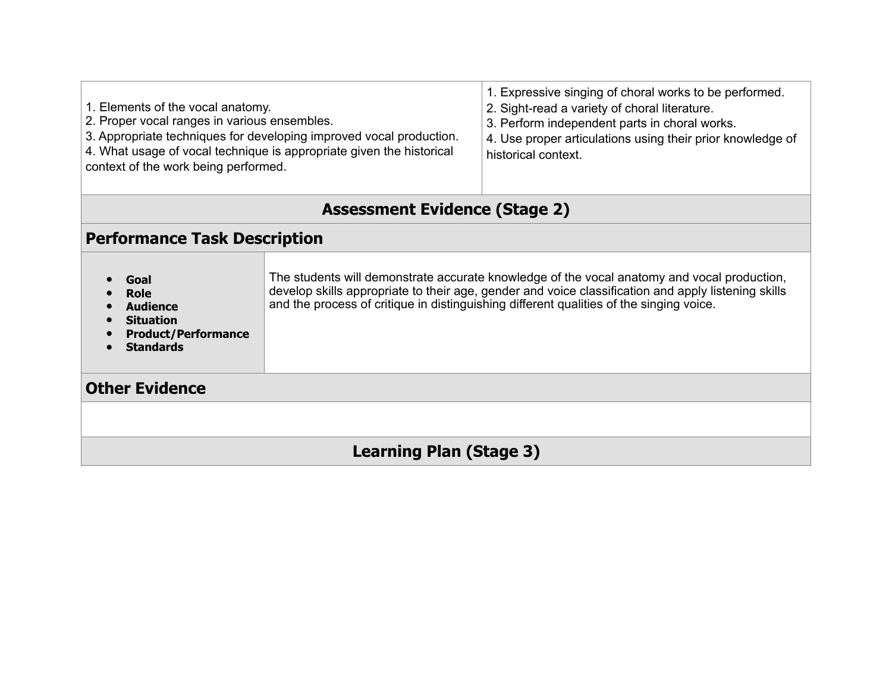| | |
|---|---|
| 1. Elements of the vocal anatomy.<br>2. Proper vocal ranges in various ensembles.<br>3. Appropriate techniques for developing improved vocal production.<br>4. What usage of vocal technique is appropriate given the historical context of the work being performed. | 1. Expressive singing of choral works to be performed.<br>2. Sight-read a variety of choral literature.<br>3. Perform independent parts in choral works.<br>4. Use proper articulations using their prior knowledge of historical context. |

## Assessment Evidence (Stage 2)

### Performance Task Description

| | |
|---|---|
| • **Goal**<br>• **Role**<br>• **Audience**<br>• **Situation**<br>• **Product/Performance**<br>• **Standards** | The students will demonstrate accurate knowledge of the vocal anatomy and vocal production, develop skills appropriate to their age, gender and voice classification and apply listening skills and the process of critique in distinguishing different qualities of the singing voice. |

### Other Evidence

## Learning Plan (Stage 3)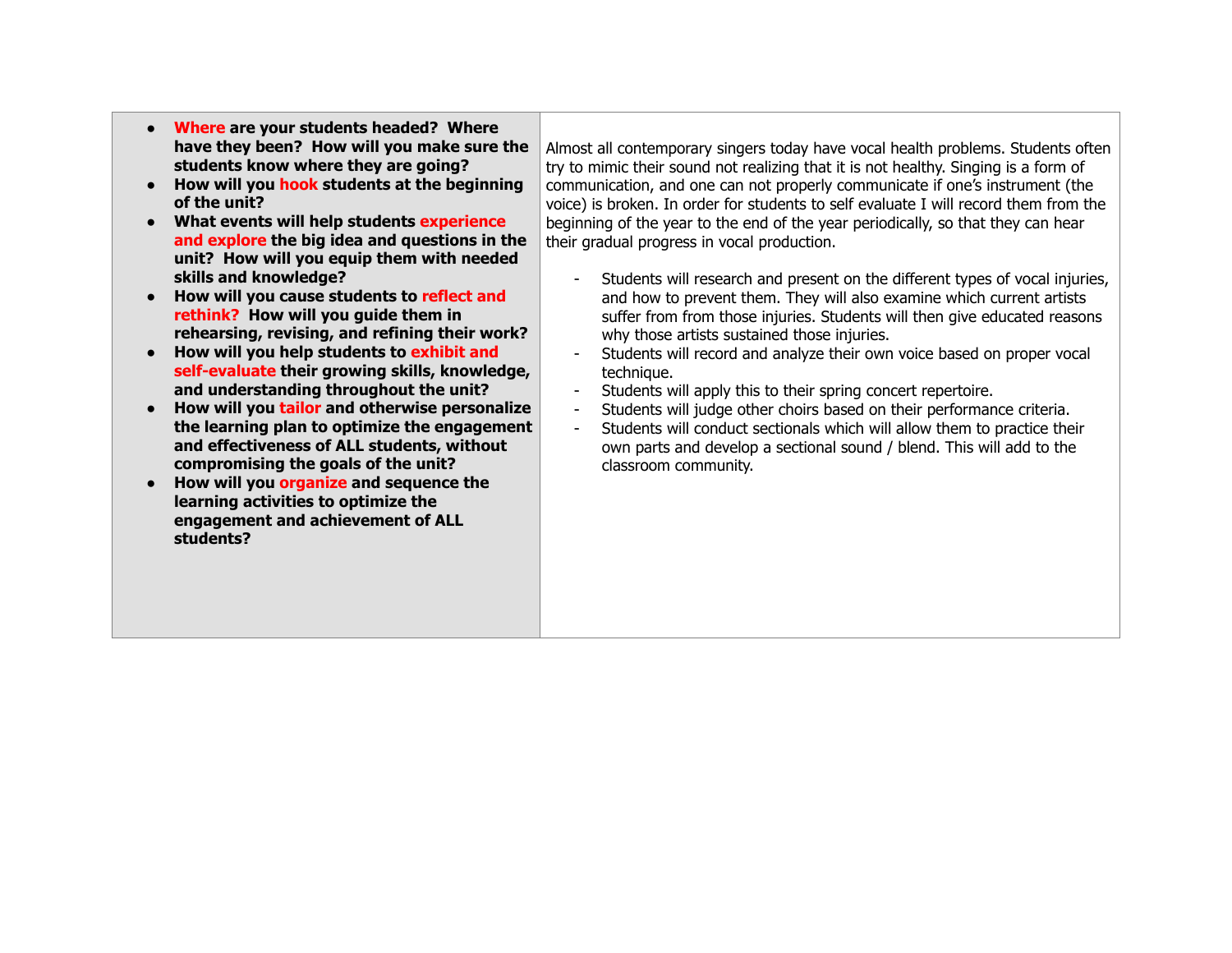| | |
|---|---|
| • **Where are your students headed? Where have they been? How will you make sure the students know where they are going?**<br>• **How will you hook students at the beginning of the unit?**<br>• **What events will help students experience and explore the big idea and questions in the unit? How will you equip them with needed skills and knowledge?**<br>• **How will you cause students to reflect and rethink? How will you guide them in rehearsing, revising, and refining their work?**<br>• **How will you help students to exhibit and self-evaluate their growing skills, knowledge, and understanding throughout the unit?**<br>• **How will you tailor and otherwise personalize the learning plan to optimize the engagement and effectiveness of ALL students, without compromising the goals of the unit?**<br>• **How will you organize and sequence the learning activities to optimize the engagement and achievement of ALL students?** | Almost all contemporary singers today have vocal health problems. Students often try to mimic their sound not realizing that it is not healthy. Singing is a form of communication, and one can not properly communicate if one's instrument (the voice) is broken. In order for students to self evaluate I will record them from the beginning of the year to the end of the year periodically, so that they can hear their gradual progress in vocal production.<br><br>- Students will research and present on the different types of vocal injuries, and how to prevent them. They will also examine which current artists suffer from from those injuries. Students will then give educated reasons why those artists sustained those injuries.<br>- Students will record and analyze their own voice based on proper vocal technique.<br>- Students will apply this to their spring concert repertoire.<br>- Students will judge other choirs based on their performance criteria.<br>- Students will conduct sectionals which will allow them to practice their own parts and develop a sectional sound / blend. This will add to the classroom community. |